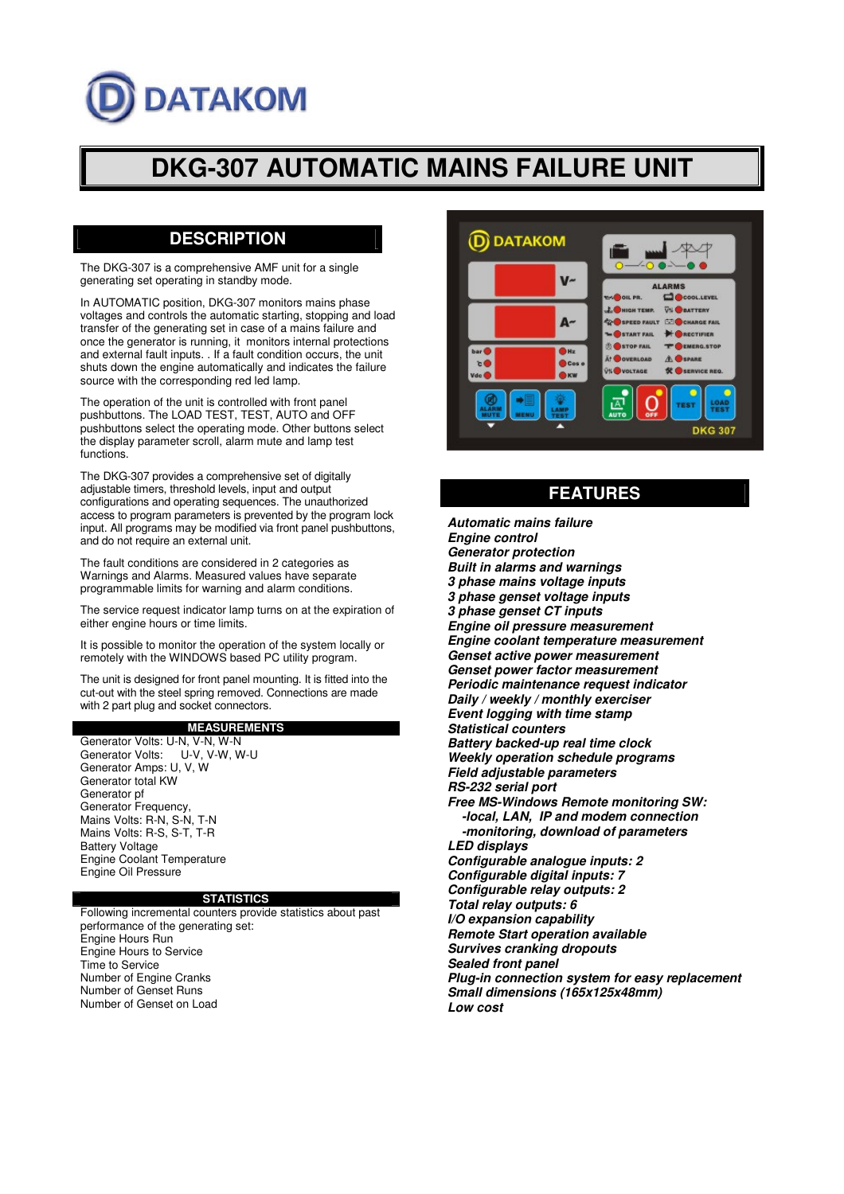DATAKOM

# DKG-307 AUTOMATIC MAINS FAILURE UNIT

## DESCRIPTION

The DKG-307 is a comprehensive AMF unit for a single generating set operating in standby mode.

In AUTOMATIC position, DKG-307 monitors mains phase voltages and controls the automatic starting, stopping and load transfer of the generating set in case of a mains failure and once the generator is running, it monitors internal protections and external fault inputs. . If a fault condition occurs, the unit shuts down the engine automatically and indicates the failure source with the corresponding red led lamp.

The operation of the unit is controlled with front panel pushbuttons. The LOAD TEST, TEST, AUTO and OFF pushbuttons select the operating mode. Other buttons select the display parameter scroll, alarm mute and lamp test functions.

The DKG-307 provides a comprehensive set of digitally adjustable timers, threshold levels, input and output configurations and operating sequences. The unauthorized access to program parameters is prevented by the program lock input. All programs may be modified via front panel pushbuttons, and do not require an external unit.

The fault conditions are considered in 2 categories as Warnings and Alarms. Measured values have separate programmable limits for warning and alarm conditions.

The service request indicator lamp turns on at the expiration of either engine hours or time limits.

It is possible to monitor the operation of the system locally or remotely with the WINDOWS based PC utility program.

The unit is designed for front panel mounting. It is fitted into the cut-out with the steel spring removed. Connections are made with 2 part plug and socket connectors.

### MEASUREMENTS

Generator Volts: U-N, V-N, W-N
Generator Volts: U-V, V-W, W-U
Generator Amps: U, V, W
Generator total KW
Generator pf
Generator Frequency,
Mains Volts: R-N, S-N, T-N
Mains Volts: R-S, S-T, T-R
Battery Voltage
Engine Coolant Temperature
Engine Oil Pressure

### STATISTICS

Following incremental counters provide statistics about past performance of the generating set:
Engine Hours Run
Engine Hours to Service
Time to Service
Number of Engine Cranks
Number of Genset Runs
Number of Genset on Load

## FEATURES

***Automatic mains failure***
***Engine control***
***Generator protection***
***Built in alarms and warnings***
***3 phase mains voltage inputs***
***3 phase genset voltage inputs***
***3 phase genset CT inputs***
***Engine oil pressure measurement***
***Engine coolant temperature measurement***
***Genset active power measurement***
***Genset power factor measurement***
***Periodic maintenance request indicator***
***Daily / weekly / monthly exerciser***
***Event logging with time stamp***
***Statistical counters***
***Battery backed-up real time clock***
***Weekly operation schedule programs***
***Field adjustable parameters***
***RS-232 serial port***
***Free MS-Windows Remote monitoring SW:***
***-local, LAN, IP and modem connection***
***-monitoring, download of parameters***
***LED displays***
***Configurable analogue inputs: 2***
***Configurable digital inputs: 7***
***Configurable relay outputs: 2***
***Total relay outputs: 6***
***I/O expansion capability***
***Remote Start operation available***
***Survives cranking dropouts***
***Sealed front panel***
***Plug-in connection system for easy replacement***
***Small dimensions (165x125x48mm)***
***Low cost***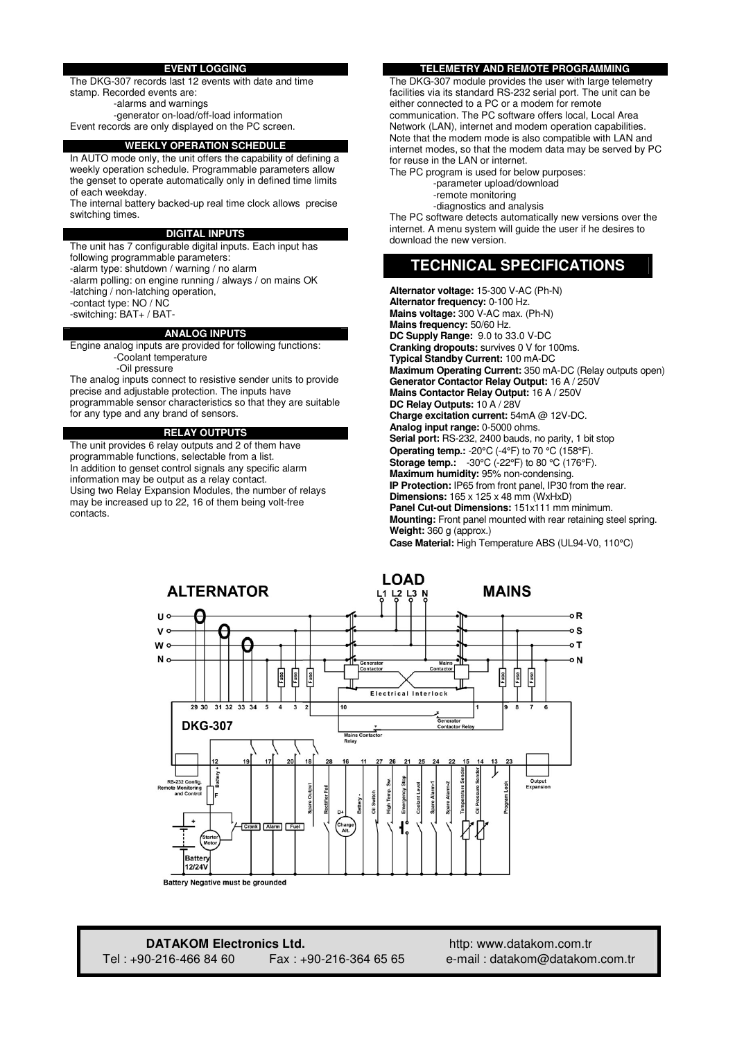## EVENT LOGGING

The DKG-307 records last 12 events with date and time stamp. Recorded events are:

- alarms and warnings
- generator on-load/off-load information

Event records are only displayed on the PC screen.

## WEEKLY OPERATION SCHEDULE

In AUTO mode only, the unit offers the capability of defining a weekly operation schedule. Programmable parameters allow the genset to operate automatically only in defined time limits of each weekday.

The internal battery backed-up real time clock allows precise switching times.

## DIGITAL INPUTS

The unit has 7 configurable digital inputs. Each input has following programmable parameters:

- alarm type: shutdown / warning / no alarm
- alarm polling: on engine running / always / on mains OK
- latching / non-latching operation,
- contact type: NO / NC
- switching: BAT+ / BAT-

## ANALOG INPUTS

Engine analog inputs are provided for following functions:

- Coolant temperature
- Oil pressure

The analog inputs connect to resistive sender units to provide precise and adjustable protection. The inputs have programmable sensor characteristics so that they are suitable for any type and any brand of sensors.

## RELAY OUTPUTS

The unit provides 6 relay outputs and 2 of them have programmable functions, selectable from a list.

In addition to genset control signals any specific alarm information may be output as a relay contact.

Using two Relay Expansion Modules, the number of relays may be increased up to 22, 16 of them being volt-free contacts.

## TELEMETRY AND REMOTE PROGRAMMING

The DKG-307 module provides the user with large telemetry facilities via its standard RS-232 serial port. The unit can be either connected to a PC or a modem for remote communication. The PC software offers local, Local Area Network (LAN), internet and modem operation capabilities. Note that the modem mode is also compatible with LAN and internet modes, so that the modem data may be served by PC for reuse in the LAN or internet.

The PC program is used for below purposes:

- parameter upload/download
- remote monitoring
- diagnostics and analysis

The PC software detects automatically new versions over the internet. A menu system will guide the user if he desires to download the new version.

# TECHNICAL SPECIFICATIONS

**Alternator voltage:** 15-300 V-AC (Ph-N)
**Alternator frequency:** 0-100 Hz.
**Mains voltage:** 300 V-AC max. (Ph-N)
**Mains frequency:** 50/60 Hz.
**DC Supply Range:** 9.0 to 33.0 V-DC
**Cranking dropouts:** survives 0 V for 100ms.
**Typical Standby Current:** 100 mA-DC
**Maximum Operating Current:** 350 mA-DC (Relay outputs open)
**Generator Contactor Relay Output:** 16 A / 250V
**Mains Contactor Relay Output:** 16 A / 250V
**DC Relay Outputs:** 10 A / 28V
**Charge excitation current:** 54mA @ 12V-DC.
**Analog input range:** 0-5000 ohms.
**Serial port:** RS-232, 2400 bauds, no parity, 1 bit stop
**Operating temp.:** -20°C (-4°F) to 70 °C (158°F).
**Storage temp.:** -30°C (-22°F) to 80 °C (176°F).
**Maximum humidity:** 95% non-condensing.
**IP Protection:** IP65 from front panel, IP30 from the rear.
**Dimensions:** 165 x 125 x 48 mm (WxHxD)
**Panel Cut-out Dimensions:** 151x111 mm minimum.
**Mounting:** Front panel mounted with rear retaining steel spring.
**Weight:** 360 g (approx.)
**Case Material:** High Temperature ABS (UL94-V0, 110°C)

ALTERNATOR
LOAD L1 L2 L3 N
MAINS
U V W N
R S T N
Generator Contactor
Mains Contactor
Electrical Interlock
DKG-307
Generator Contactor Relay
Mains Contactor Relay
RS-232 Config, Remote Monitoring and Control
Battery +
Spare Output
Rectifier Fail
Battery -
Oil Switch
High Temp. Sw.
Emergency Stop
Coolant Level
Spare Alarm-1
Spare Alarm-2
Temperature Sender
Oil Pressure Sender
Program Lock
Output Expansion
Crank Alarm Fuel
Charge Alt.
Starter Motor
Battery 12/24V
Battery Negative must be grounded

**DATAKOM Electronics Ltd.** http: www.datakom.com.tr
Tel : +90-216-466 84 60 Fax : +90-216-364 65 65 e-mail : datakom@datakom.com.tr